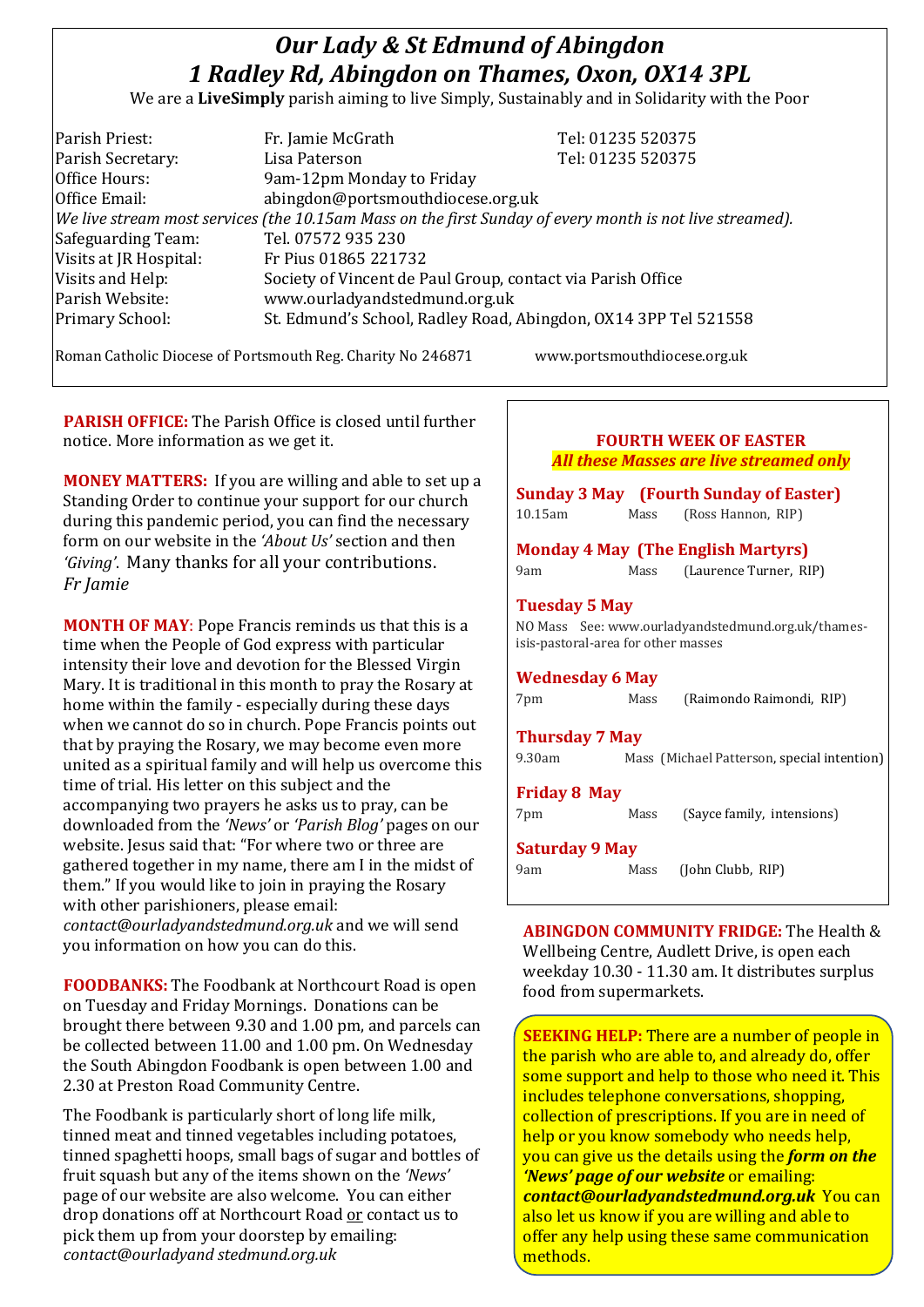# *Our Lady & St Edmund of Abingdon*
# *1 Radley Rd, Abingdon on Thames, Oxon, OX14 3PL*

We are a **LiveSimply** parish aiming to live Simply, Sustainably and in Solidarity with the Poor

| | | |
|---|---|---|
| Parish Priest: | Fr. Jamie McGrath | Tel: 01235 520375 |
| Parish Secretary: | Lisa Paterson | Tel: 01235 520375 |
| Office Hours: | 9am-12pm Monday to Friday | |
| Office Email: | abingdon@portsmouthdiocese.org.uk | |

*We live stream most services (the 10.15am Mass on the first Sunday of every month is not live streamed).*

| | |
|---|---|
| Safeguarding Team: | Tel. 07572 935 230 |
| Visits at JR Hospital: | Fr Pius 01865 221732 |
| Visits and Help: | Society of Vincent de Paul Group, contact via Parish Office |
| Parish Website: | www.ourladyandstedmund.org.uk |
| Primary School: | St. Edmund's School, Radley Road, Abingdon, OX14 3PP Tel 521558 |

Roman Catholic Diocese of Portsmouth Reg. Charity No 246871 www.portsmouthdiocese.org.uk

**PARISH OFFICE:** The Parish Office is closed until further notice. More information as we get it.

**MONEY MATTERS:** If you are willing and able to set up a Standing Order to continue your support for our church during this pandemic period, you can find the necessary form on our website in the *'About Us'* section and then *'Giving'*. Many thanks for all your contributions.
*Fr Jamie*

**MONTH OF MAY**: Pope Francis reminds us that this is a time when the People of God express with particular intensity their love and devotion for the Blessed Virgin Mary. It is traditional in this month to pray the Rosary at home within the family - especially during these days when we cannot do so in church. Pope Francis points out that by praying the Rosary, we may become even more united as a spiritual family and will help us overcome this time of trial. His letter on this subject and the accompanying two prayers he asks us to pray, can be downloaded from the *'News'* or *'Parish Blog'* pages on our website. Jesus said that: "For where two or three are gathered together in my name, there am I in the midst of them." If you would like to join in praying the Rosary with other parishioners, please email: *contact@ourladyandstedmund.org.uk* and we will send you information on how you can do this.

**FOODBANKS:** The Foodbank at Northcourt Road is open on Tuesday and Friday Mornings. Donations can be brought there between 9.30 and 1.00 pm, and parcels can be collected between 11.00 and 1.00 pm. On Wednesday the South Abingdon Foodbank is open between 1.00 and 2.30 at Preston Road Community Centre.

The Foodbank is particularly short of long life milk, tinned meat and tinned vegetables including potatoes, tinned spaghetti hoops, small bags of sugar and bottles of fruit squash but any of the items shown on the *'News'* page of our website are also welcome. You can either drop donations off at Northcourt Road or contact us to pick them up from your doorstep by emailing: *contact@ourladyand stedmund.org.uk*

## FOURTH WEEK OF EASTER

***All these Masses are live streamed only***

**Sunday 3 May (Fourth Sunday of Easter)**
10.15am Mass (Ross Hannon, RIP)

**Monday 4 May (The English Martyrs)**
9am Mass (Laurence Turner, RIP)

**Tuesday 5 May**
NO Mass See: www.ourladyandstedmund.org.uk/thames-isis-pastoral-area for other masses

**Wednesday 6 May**
7pm Mass (Raimondo Raimondi, RIP)

**Thursday 7 May**
9.30am Mass (Michael Patterson, special intention)

**Friday 8 May**
7pm Mass (Sayce family, intensions)

**Saturday 9 May**
9am Mass (John Clubb, RIP)

**ABINGDON COMMUNITY FRIDGE:** The Health & Wellbeing Centre, Audlett Drive, is open each weekday 10.30 - 11.30 am. It distributes surplus food from supermarkets.

**SEEKING HELP:** There are a number of people in the parish who are able to, and already do, offer some support and help to those who need it. This includes telephone conversations, shopping, collection of prescriptions. If you are in need of help or you know somebody who needs help, you can give us the details using the ***form on the 'News' page of our website*** or emailing: ***contact@ourladyandstedmund.org.uk*** You can also let us know if you are willing and able to offer any help using these same communication methods.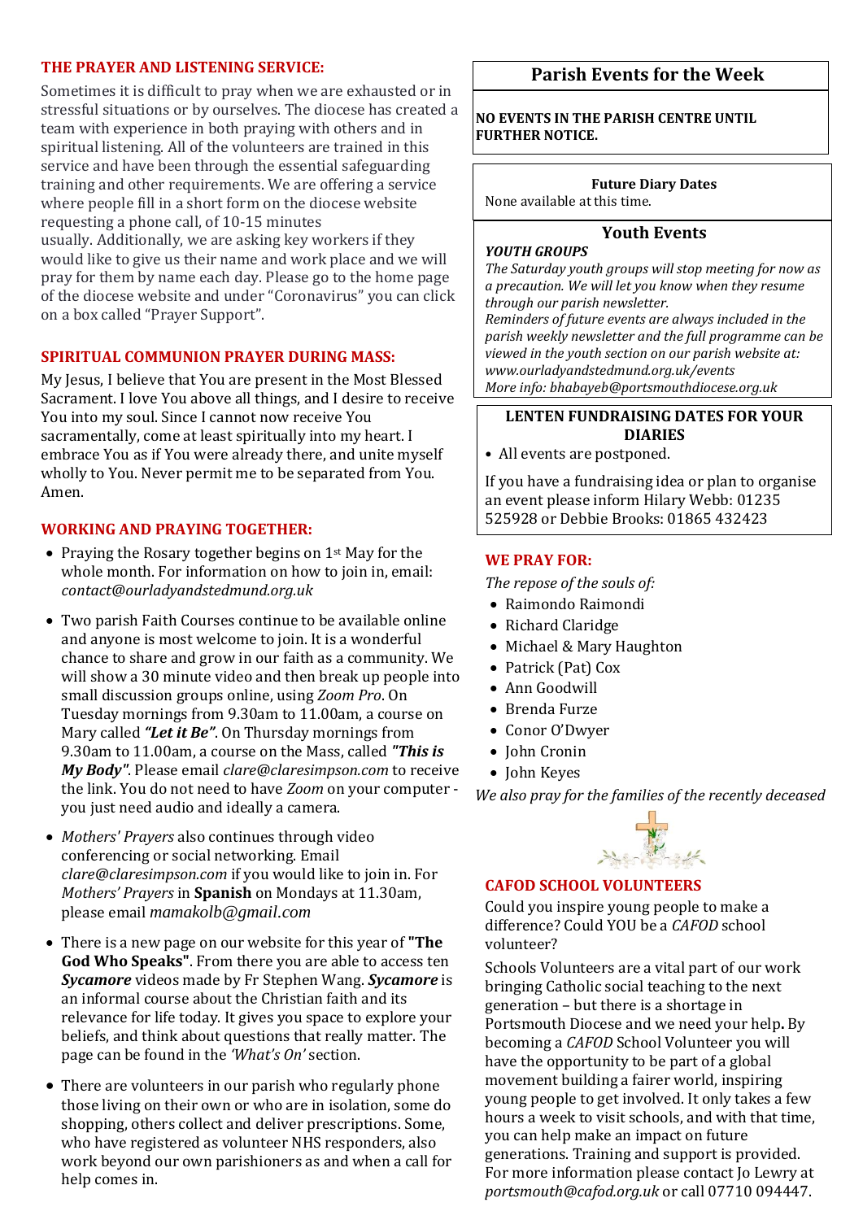## THE PRAYER AND LISTENING SERVICE:

Sometimes it is difficult to pray when we are exhausted or in stressful situations or by ourselves. The diocese has created a team with experience in both praying with others and in spiritual listening. All of the volunteers are trained in this service and have been through the essential safeguarding training and other requirements. We are offering a service where people fill in a short form on the diocese website requesting a phone call, of 10-15 minutes usually. Additionally, we are asking key workers if they would like to give us their name and work place and we will pray for them by name each day. Please go to the home page of the diocese website and under "Coronavirus" you can click on a box called "Prayer Support".

## SPIRITUAL COMMUNION PRAYER DURING MASS:

My Jesus, I believe that You are present in the Most Blessed Sacrament. I love You above all things, and I desire to receive You into my soul. Since I cannot now receive You sacramentally, come at least spiritually into my heart. I embrace You as if You were already there, and unite myself wholly to You. Never permit me to be separated from You. Amen.

## WORKING AND PRAYING TOGETHER:

- Praying the Rosary together begins on 1st May for the whole month. For information on how to join in, email: *contact@ourladyandstedmund.org.uk*
- Two parish Faith Courses continue to be available online and anyone is most welcome to join. It is a wonderful chance to share and grow in our faith as a community. We will show a 30 minute video and then break up people into small discussion groups online, using *Zoom Pro*. On Tuesday mornings from 9.30am to 11.00am, a course on Mary called ***"Let it Be"***. On Thursday mornings from 9.30am to 11.00am, a course on the Mass, called ***"This is My Body"***. Please email *clare@claresimpson.com* to receive the link. You do not need to have *Zoom* on your computer - you just need audio and ideally a camera.
- *Mothers' Prayers* also continues through video conferencing or social networking. Email *clare@claresimpson.com* if you would like to join in. For *Mothers' Prayers* in **Spanish** on Mondays at 11.30am, please email *mamakolb@gmail.com*
- There is a new page on our website for this year of **"The God Who Speaks"**. From there you are able to access ten ***Sycamore*** videos made by Fr Stephen Wang. ***Sycamore*** is an informal course about the Christian faith and its relevance for life today. It gives you space to explore your beliefs, and think about questions that really matter. The page can be found in the *'What's On'* section.
- There are volunteers in our parish who regularly phone those living on their own or who are in isolation, some do shopping, others collect and deliver prescriptions. Some, who have registered as volunteer NHS responders, also work beyond our own parishioners as and when a call for help comes in.

## Parish Events for the Week

**NO EVENTS IN THE PARISH CENTRE UNTIL FURTHER NOTICE.**

**Future Diary Dates**

None available at this time.

## Youth Events

***YOUTH GROUPS***

*The Saturday youth groups will stop meeting for now as a precaution. We will let you know when they resume through our parish newsletter.*

*Reminders of future events are always included in the parish weekly newsletter and the full programme can be viewed in the youth section on our parish website at: www.ourladyandstedmund.org.uk/events*

*More info: bhabayeb@portsmouthdiocese.org.uk*

## LENTEN FUNDRAISING DATES FOR YOUR DIARIES

- All events are postponed.

If you have a fundraising idea or plan to organise an event please inform Hilary Webb: 01235 525928 or Debbie Brooks: 01865 432423

## WE PRAY FOR:

*The repose of the souls of:*

- Raimondo Raimondi
- Richard Claridge
- Michael & Mary Haughton
- Patrick (Pat) Cox
- Ann Goodwill
- Brenda Furze
- Conor O'Dwyer
- John Cronin
- John Keyes

*We also pray for the families of the recently deceased*

## CAFOD SCHOOL VOLUNTEERS

Could you inspire young people to make a difference? Could YOU be a *CAFOD* school volunteer?

Schools Volunteers are a vital part of our work bringing Catholic social teaching to the next generation – but there is a shortage in Portsmouth Diocese and we need your help**.** By becoming a *CAFOD* School Volunteer you will have the opportunity to be part of a global movement building a fairer world, inspiring young people to get involved. It only takes a few hours a week to visit schools, and with that time, you can help make an impact on future generations. Training and support is provided. For more information please contact Jo Lewry at *portsmouth@cafod.org.uk* or call 07710 094447.